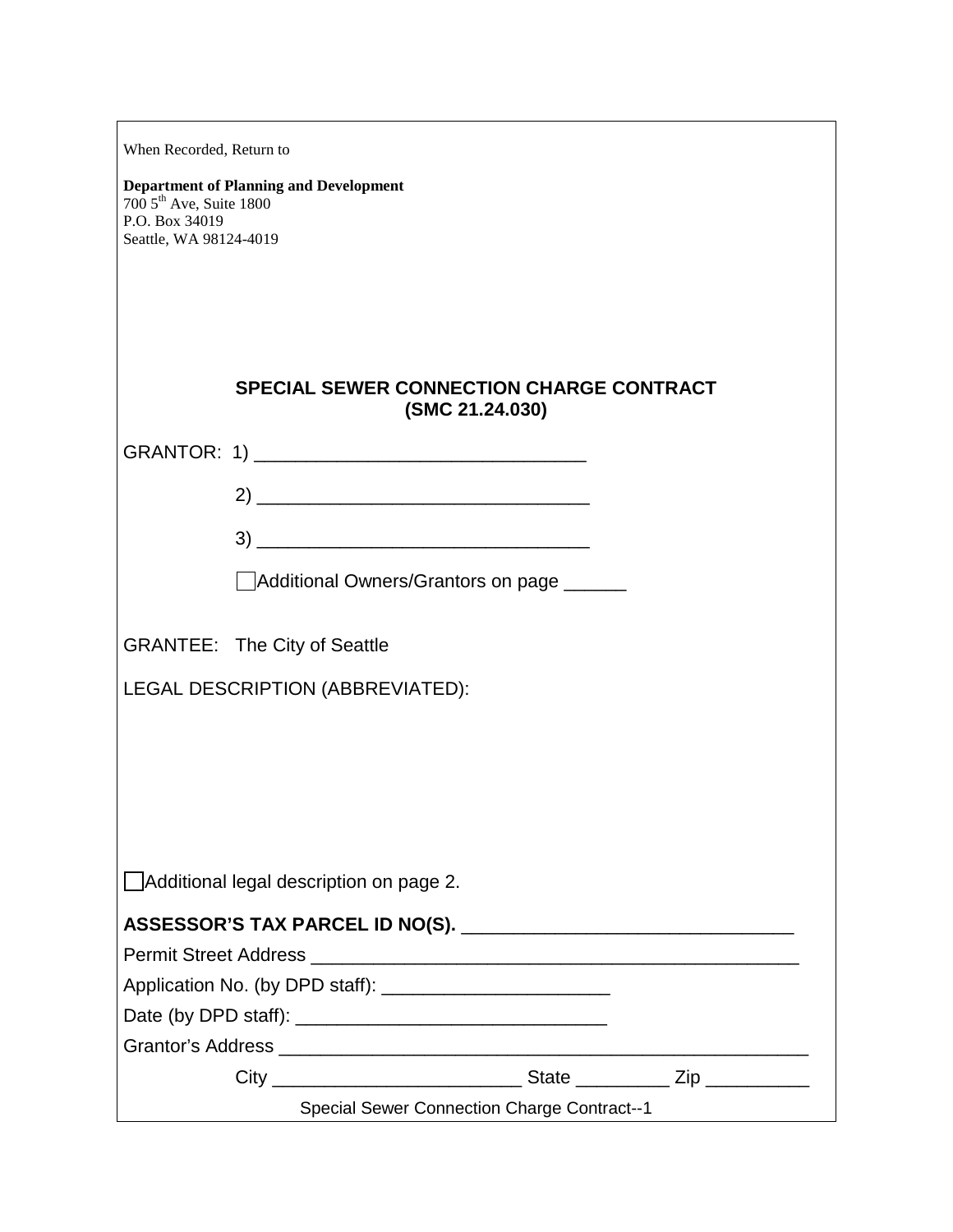When Recorded, Return to

**Department of Planning and Development**
700 5th Ave, Suite 1800
P.O. Box 34019
Seattle, WA 98124-4019

## SPECIAL SEWER CONNECTION CHARGE CONTRACT
## (SMC 21.24.030)

GRANTOR: 1) ________________________________

2) ________________________________

3) ________________________________

☐ Additional Owners/Grantors on page ______

GRANTEE: The City of Seattle

LEGAL DESCRIPTION (ABBREVIATED):

☐ Additional legal description on page 2.

**ASSESSOR'S TAX PARCEL ID NO(S).** ________________________________

Permit Street Address ________________________________________________

Application No. (by DPD staff): ______________________

Date (by DPD staff): ______________________________

Grantor's Address ____________________________________________________

City ________________________ State _________ Zip __________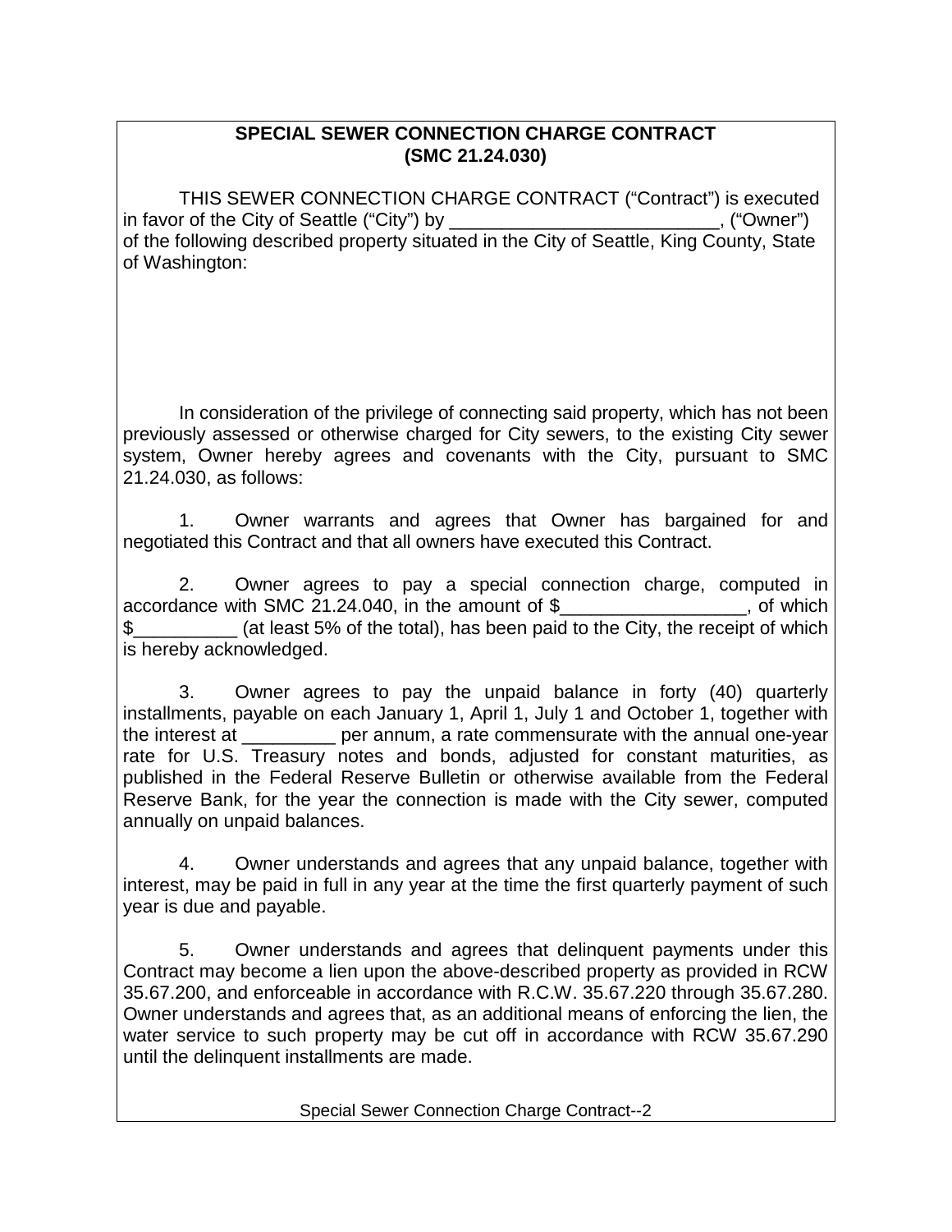**SPECIAL SEWER CONNECTION CHARGE CONTRACT**
**(SMC 21.24.030)**

THIS SEWER CONNECTION CHARGE CONTRACT ("Contract") is executed in favor of the City of Seattle ("City") by __________________________, ("Owner") of the following described property situated in the City of Seattle, King County, State of Washington:

In consideration of the privilege of connecting said property, which has not been previously assessed or otherwise charged for City sewers, to the existing City sewer system, Owner hereby agrees and covenants with the City, pursuant to SMC 21.24.030, as follows:

1. Owner warrants and agrees that Owner has bargained for and negotiated this Contract and that all owners have executed this Contract.

2. Owner agrees to pay a special connection charge, computed in accordance with SMC 21.24.040, in the amount of $__________________, of which $__________ (at least 5% of the total), has been paid to the City, the receipt of which is hereby acknowledged.

3. Owner agrees to pay the unpaid balance in forty (40) quarterly installments, payable on each January 1, April 1, July 1 and October 1, together with the interest at _________ per annum, a rate commensurate with the annual one-year rate for U.S. Treasury notes and bonds, adjusted for constant maturities, as published in the Federal Reserve Bulletin or otherwise available from the Federal Reserve Bank, for the year the connection is made with the City sewer, computed annually on unpaid balances.

4. Owner understands and agrees that any unpaid balance, together with interest, may be paid in full in any year at the time the first quarterly payment of such year is due and payable.

5. Owner understands and agrees that delinquent payments under this Contract may become a lien upon the above-described property as provided in RCW 35.67.200, and enforceable in accordance with R.C.W. 35.67.220 through 35.67.280. Owner understands and agrees that, as an additional means of enforcing the lien, the water service to such property may be cut off in accordance with RCW 35.67.290 until the delinquent installments are made.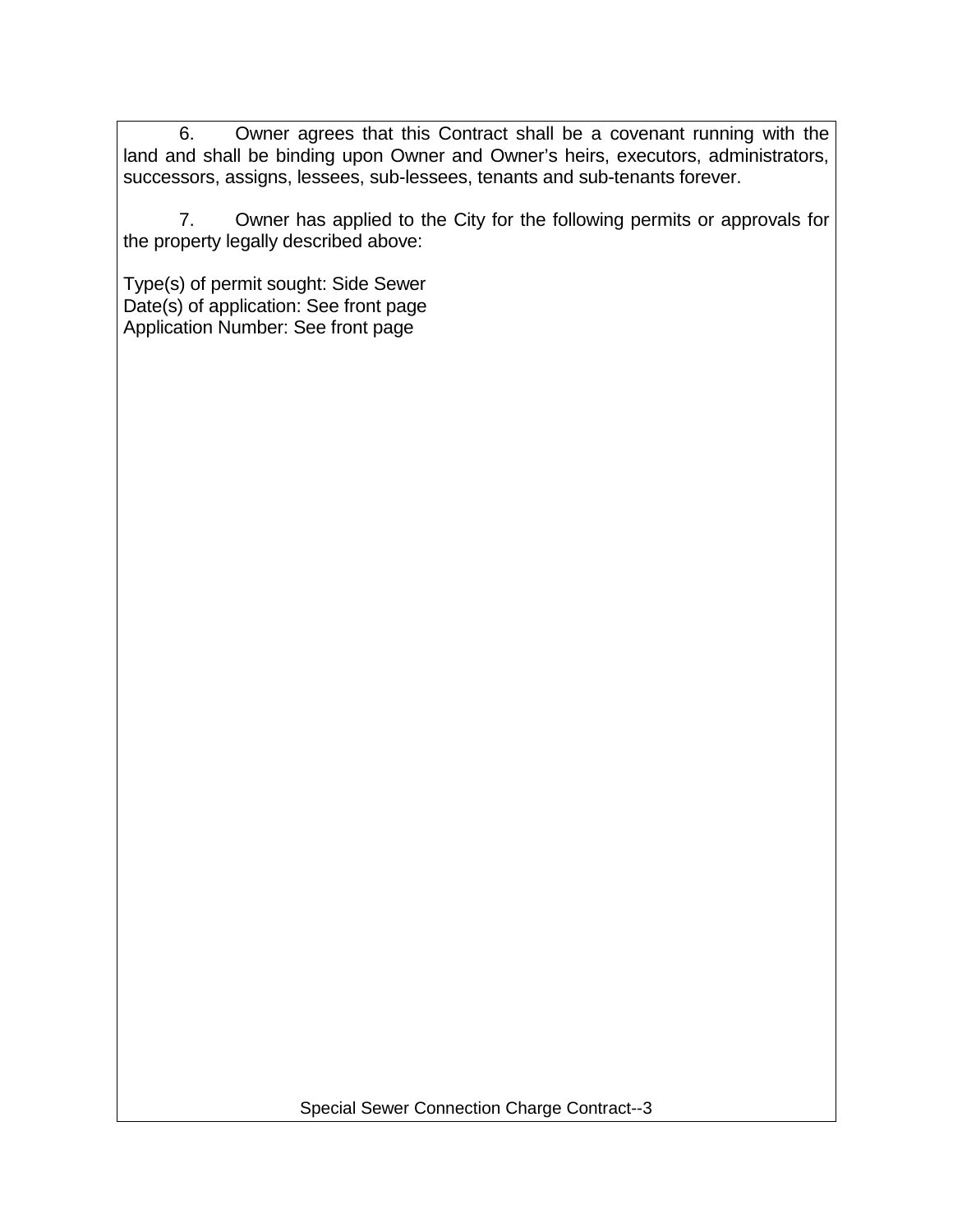6. Owner agrees that this Contract shall be a covenant running with the land and shall be binding upon Owner and Owner's heirs, executors, administrators, successors, assigns, lessees, sub-lessees, tenants and sub-tenants forever.

7. Owner has applied to the City for the following permits or approvals for the property legally described above:

Type(s) of permit sought: Side Sewer
Date(s) of application: See front page
Application Number: See front page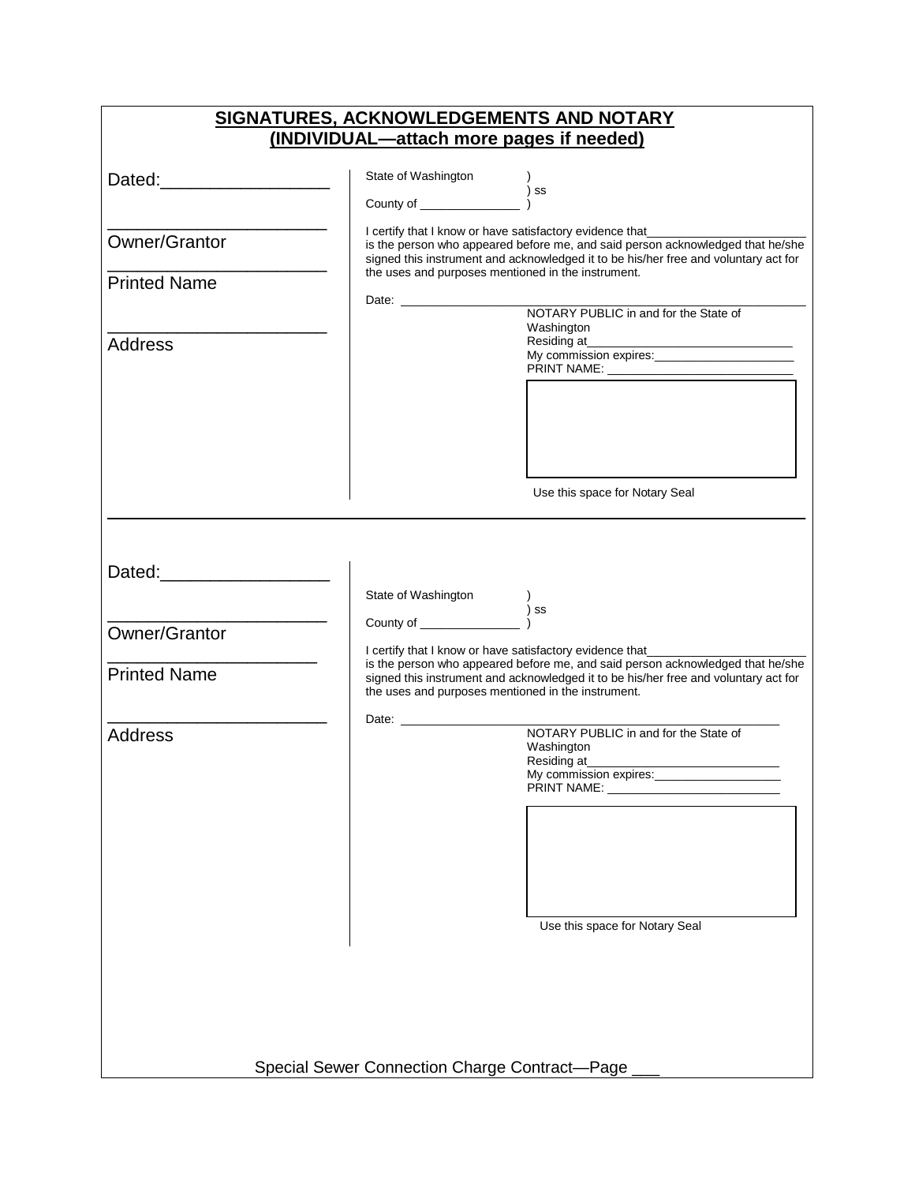## SIGNATURES, ACKNOWLEDGEMENTS AND NOTARY
## (INDIVIDUAL—attach more pages if needed)

Dated:_________________

______________________
Owner/Grantor

______________________
Printed Name

______________________
Address

State of Washington )
) ss
County of _______________ )

I certify that I know or have satisfactory evidence that______________________ is the person who appeared before me, and said person acknowledged that he/she signed this instrument and acknowledged it to be his/her free and voluntary act for the uses and purposes mentioned in the instrument.

Date: ______________________________________________

NOTARY PUBLIC in and for the State of Washington
Residing at______________________________
My commission expires:_____________________
PRINT NAME: __________________________

Use this space for Notary Seal

---

Dated:_________________

______________________
Owner/Grantor

______________________
Printed Name

______________________
Address

State of Washington )
) ss
County of _______________ )

I certify that I know or have satisfactory evidence that______________________ is the person who appeared before me, and said person acknowledged that he/she signed this instrument and acknowledged it to be his/her free and voluntary act for the uses and purposes mentioned in the instrument.

Date: ______________________________________________

NOTARY PUBLIC in and for the State of Washington
Residing at______________________________
My commission expires:___________________
PRINT NAME: _________________________

Use this space for Notary Seal

Special Sewer Connection Charge Contract—Page ___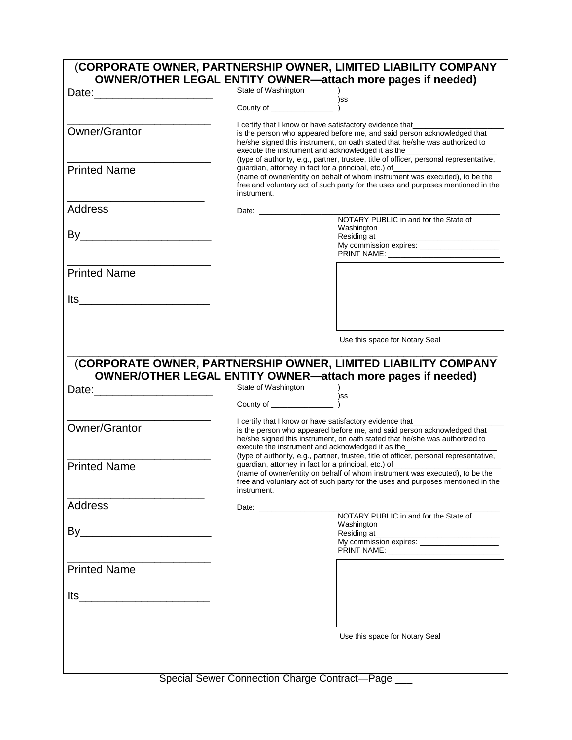**(CORPORATE OWNER, PARTNERSHIP OWNER, LIMITED LIABILITY COMPANY OWNER/OTHER LEGAL ENTITY OWNER—attach more pages if needed)**

Date:____________________

________________________
Owner/Grantor

________________________
Printed Name

________________________
Address

By______________________

________________________
Printed Name

Its______________________

State of Washington )
)ss
County of _______________ )

I certify that I know or have satisfactory evidence that____________________ is the person who appeared before me, and said person acknowledged that he/she signed this instrument, on oath stated that he/she was authorized to execute the instrument and acknowledged it as the____________________ (type of authority, e.g., partner, trustee, title of officer, personal representative, guardian, attorney in fact for a principal, etc.) of____________________ (name of owner/entity on behalf of whom instrument was executed), to be the free and voluntary act of such party for the uses and purposes mentioned in the instrument.

Date: ________________________________________

NOTARY PUBLIC in and for the State of Washington
Residing at____________________________
My commission expires: __________________
PRINT NAME: __________________________

Use this space for Notary Seal

---

**(CORPORATE OWNER, PARTNERSHIP OWNER, LIMITED LIABILITY COMPANY OWNER/OTHER LEGAL ENTITY OWNER—attach more pages if needed)**

Date:____________________

________________________
Owner/Grantor

________________________
Printed Name

________________________
Address

By______________________

________________________
Printed Name

Its______________________

State of Washington )
)ss
County of _______________ )

I certify that I know or have satisfactory evidence that____________________ is the person who appeared before me, and said person acknowledged that he/she signed this instrument, on oath stated that he/she was authorized to execute the instrument and acknowledged it as the____________________ (type of authority, e.g., partner, trustee, title of officer, personal representative, guardian, attorney in fact for a principal, etc.) of____________________ (name of owner/entity on behalf of whom instrument was executed), to be the free and voluntary act of such party for the uses and purposes mentioned in the instrument.

Date: ________________________________________

NOTARY PUBLIC in and for the State of Washington
Residing at____________________________
My commission expires: __________________
PRINT NAME: __________________________

Use this space for Notary Seal